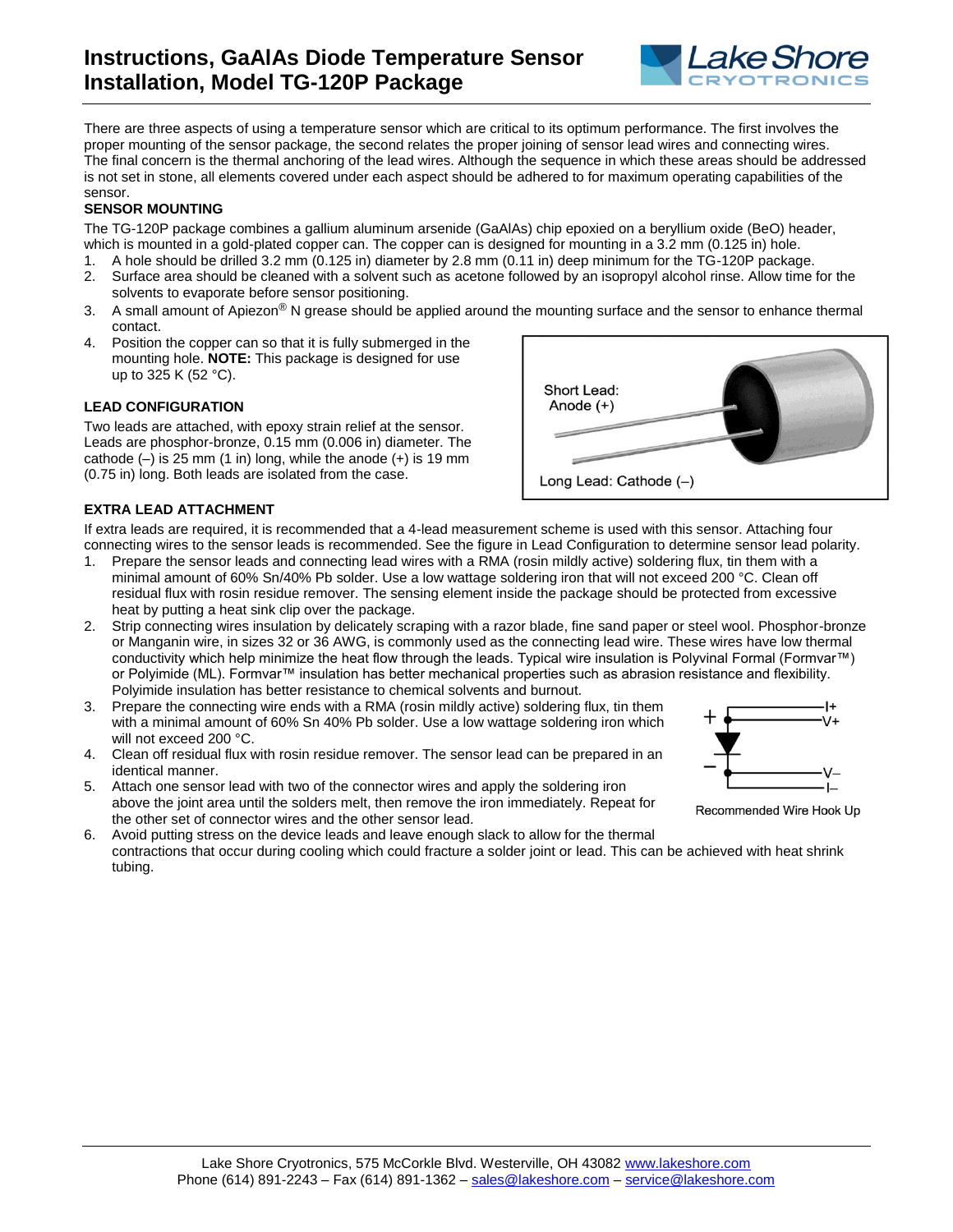# Instructions, GaAlAs Diode Temperature Sensor Installation, Model TG-120P Package

There are three aspects of using a temperature sensor which are critical to its optimum performance. The first involves the proper mounting of the sensor package, the second relates the proper joining of sensor lead wires and connecting wires. The final concern is the thermal anchoring of the lead wires. Although the sequence in which these areas should be addressed is not set in stone, all elements covered under each aspect should be adhered to for maximum operating capabilities of the sensor.

### SENSOR MOUNTING

The TG-120P package combines a gallium aluminum arsenide (GaAlAs) chip epoxied on a beryllium oxide (BeO) header, which is mounted in a gold-plated copper can. The copper can is designed for mounting in a 3.2 mm (0.125 in) hole.

1. A hole should be drilled 3.2 mm (0.125 in) diameter by 2.8 mm (0.11 in) deep minimum for the TG-120P package.
2. Surface area should be cleaned with a solvent such as acetone followed by an isopropyl alcohol rinse. Allow time for the solvents to evaporate before sensor positioning.
3. A small amount of Apiezon® N grease should be applied around the mounting surface and the sensor to enhance thermal contact.
4. Position the copper can so that it is fully submerged in the mounting hole. **NOTE:** This package is designed for use up to 325 K (52 °C).

Short Lead: Anode (+)

Long Lead: Cathode (–)

### LEAD CONFIGURATION

Two leads are attached, with epoxy strain relief at the sensor. Leads are phosphor-bronze, 0.15 mm (0.006 in) diameter. The cathode (–) is 25 mm (1 in) long, while the anode (+) is 19 mm (0.75 in) long. Both leads are isolated from the case.

### EXTRA LEAD ATTACHMENT

If extra leads are required, it is recommended that a 4-lead measurement scheme is used with this sensor. Attaching four connecting wires to the sensor leads is recommended. See the figure in Lead Configuration to determine sensor lead polarity.

1. Prepare the sensor leads and connecting lead wires with a RMA (rosin mildly active) soldering flux, tin them with a minimal amount of 60% Sn/40% Pb solder. Use a low wattage soldering iron that will not exceed 200 °C. Clean off residual flux with rosin residue remover. The sensing element inside the package should be protected from excessive heat by putting a heat sink clip over the package.
2. Strip connecting wires insulation by delicately scraping with a razor blade, fine sand paper or steel wool. Phosphor-bronze or Manganin wire, in sizes 32 or 36 AWG, is commonly used as the connecting lead wire. These wires have low thermal conductivity which help minimize the heat flow through the leads. Typical wire insulation is Polyvinal Formal (Formvar™) or Polyimide (ML). Formvar™ insulation has better mechanical properties such as abrasion resistance and flexibility. Polyimide insulation has better resistance to chemical solvents and burnout.
3. Prepare the connecting wire ends with a RMA (rosin mildly active) soldering flux, tin them with a minimal amount of 60% Sn 40% Pb solder. Use a low wattage soldering iron which will not exceed 200 °C.
4. Clean off residual flux with rosin residue remover. The sensor lead can be prepared in an identical manner.
5. Attach one sensor lead with two of the connector wires and apply the soldering iron above the joint area until the solders melt, then remove the iron immediately. Repeat for the other set of connector wires and the other sensor lead.
6. Avoid putting stress on the device leads and leave enough slack to allow for the thermal contractions that occur during cooling which could fracture a solder joint or lead. This can be achieved with heat shrink tubing.

Recommended Wire Hook Up (+: I+, V+; –: V–, I–)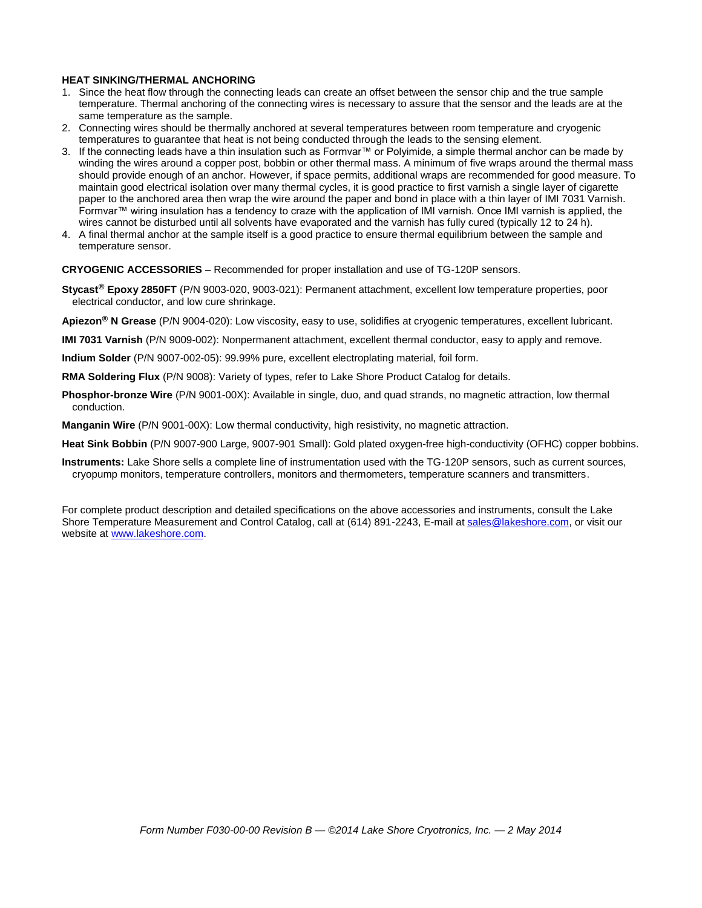## HEAT SINKING/THERMAL ANCHORING

1. Since the heat flow through the connecting leads can create an offset between the sensor chip and the true sample temperature. Thermal anchoring of the connecting wires is necessary to assure that the sensor and the leads are at the same temperature as the sample.
2. Connecting wires should be thermally anchored at several temperatures between room temperature and cryogenic temperatures to guarantee that heat is not being conducted through the leads to the sensing element.
3. If the connecting leads have a thin insulation such as Formvar™ or Polyimide, a simple thermal anchor can be made by winding the wires around a copper post, bobbin or other thermal mass. A minimum of five wraps around the thermal mass should provide enough of an anchor. However, if space permits, additional wraps are recommended for good measure. To maintain good electrical isolation over many thermal cycles, it is good practice to first varnish a single layer of cigarette paper to the anchored area then wrap the wire around the paper and bond in place with a thin layer of IMI 7031 Varnish. Formvar™ wiring insulation has a tendency to craze with the application of IMI varnish. Once IMI varnish is applied, the wires cannot be disturbed until all solvents have evaporated and the varnish has fully cured (typically 12 to 24 h).
4. A final thermal anchor at the sample itself is a good practice to ensure thermal equilibrium between the sample and temperature sensor.

**CRYOGENIC ACCESSORIES** – Recommended for proper installation and use of TG-120P sensors.

**Stycast® Epoxy 2850FT** (P/N 9003-020, 9003-021): Permanent attachment, excellent low temperature properties, poor electrical conductor, and low cure shrinkage.

**Apiezon® N Grease** (P/N 9004-020): Low viscosity, easy to use, solidifies at cryogenic temperatures, excellent lubricant.

**IMI 7031 Varnish** (P/N 9009-002): Nonpermanent attachment, excellent thermal conductor, easy to apply and remove.

**Indium Solder** (P/N 9007-002-05): 99.99% pure, excellent electroplating material, foil form.

**RMA Soldering Flux** (P/N 9008): Variety of types, refer to Lake Shore Product Catalog for details.

**Phosphor-bronze Wire** (P/N 9001-00X): Available in single, duo, and quad strands, no magnetic attraction, low thermal conduction.

**Manganin Wire** (P/N 9001-00X): Low thermal conductivity, high resistivity, no magnetic attraction.

**Heat Sink Bobbin** (P/N 9007-900 Large, 9007-901 Small): Gold plated oxygen-free high-conductivity (OFHC) copper bobbins.

**Instruments:** Lake Shore sells a complete line of instrumentation used with the TG-120P sensors, such as current sources, cryopump monitors, temperature controllers, monitors and thermometers, temperature scanners and transmitters.

For complete product description and detailed specifications on the above accessories and instruments, consult the Lake Shore Temperature Measurement and Control Catalog, call at (614) 891-2243, E-mail at sales@lakeshore.com, or visit our website at www.lakeshore.com.

*Form Number F030-00-00 Revision B — ©2014 Lake Shore Cryotronics, Inc. — 2 May 2014*